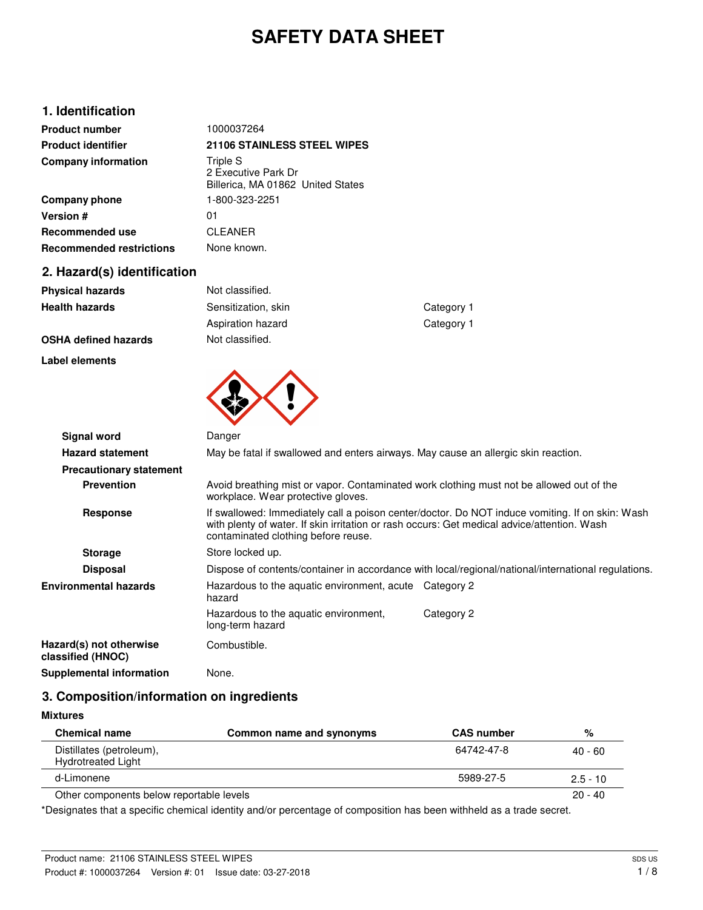# SAFETY DATA SHEET

## 1. Identification

| | |
|---|---|
| **Product number** | 1000037264 |
| **Product identifier** | **21106 STAINLESS STEEL WIPES** |
| **Company information** | Triple S<br>2 Executive Park Dr<br>Billerica, MA 01862 United States |
| **Company phone** | 1-800-323-2251 |
| **Version #** | 01 |
| **Recommended use** | CLEANER |
| **Recommended restrictions** | None known. |

## 2. Hazard(s) identification

| | | |
|---|---|---|
| **Physical hazards** | Not classified. | |
| **Health hazards** | Sensitization, skin | Category 1 |
| | Aspiration hazard | Category 1 |
| **OSHA defined hazards** | Not classified. | |

**Label elements**

| | |
|---|---|
| **Signal word** | Danger |
| **Hazard statement** | May be fatal if swallowed and enters airways. May cause an allergic skin reaction. |
| **Precautionary statement** | |
| **Prevention** | Avoid breathing mist or vapor. Contaminated work clothing must not be allowed out of the workplace. Wear protective gloves. |
| **Response** | If swallowed: Immediately call a poison center/doctor. Do NOT induce vomiting. If on skin: Wash with plenty of water. If skin irritation or rash occurs: Get medical advice/attention. Wash contaminated clothing before reuse. |
| **Storage** | Store locked up. |
| **Disposal** | Dispose of contents/container in accordance with local/regional/national/international regulations. |

| | | |
|---|---|---|
| **Environmental hazards** | Hazardous to the aquatic environment, acute hazard | Category 2 |
| | Hazardous to the aquatic environment, long-term hazard | Category 2 |
| **Hazard(s) not otherwise classified (HNOC)** | Combustible. | |
| **Supplemental information** | None. | |

## 3. Composition/information on ingredients

**Mixtures**

| Chemical name | Common name and synonyms | CAS number | % |
|---|---|---|---|
| Distillates (petroleum), Hydrotreated Light | | 64742-47-8 | 40 - 60 |
| d-Limonene | | 5989-27-5 | 2.5 - 10 |
| Other components below reportable levels | | | 20 - 40 |

*Designates that a specific chemical identity and/or percentage of composition has been withheld as a trade secret.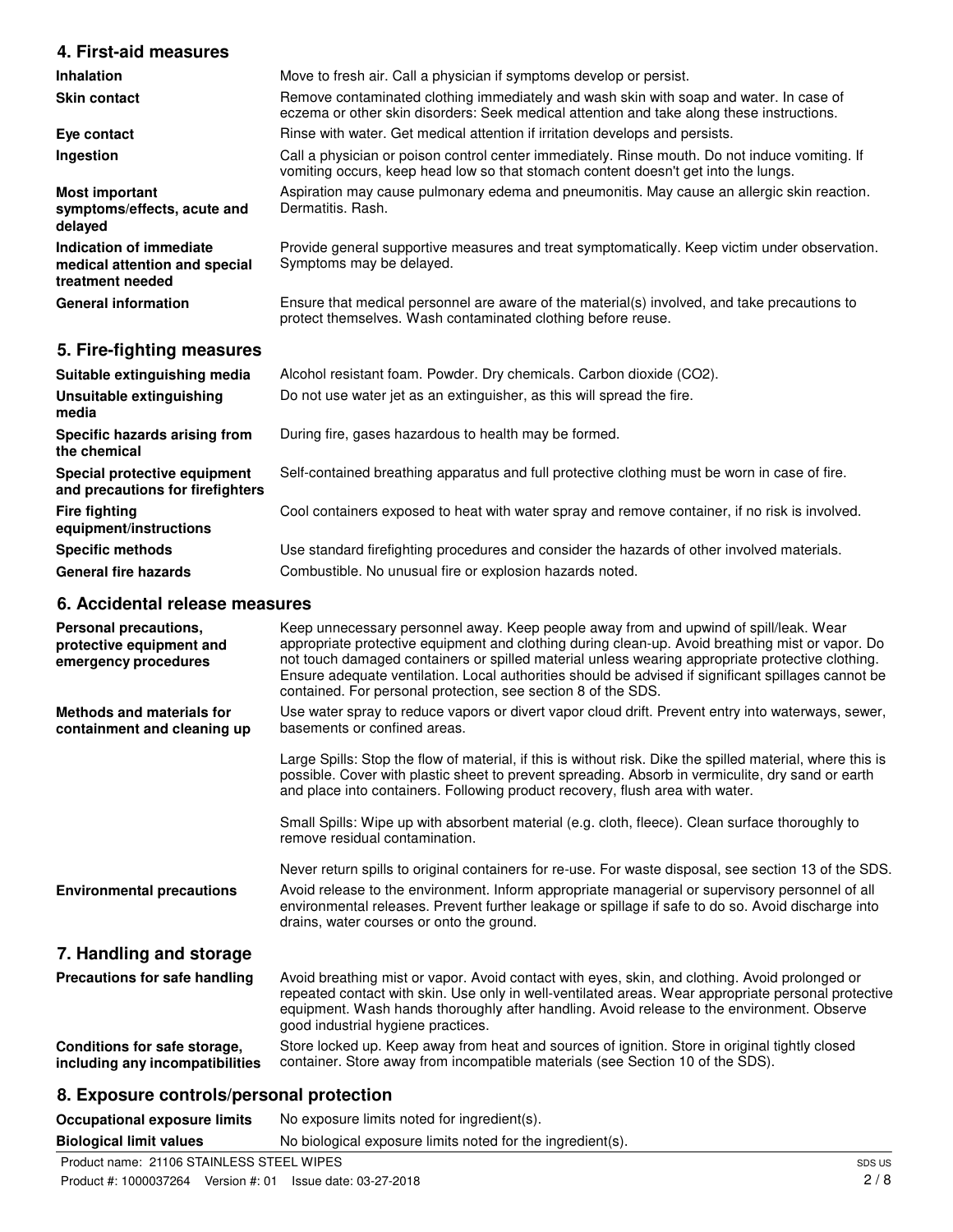## 4. First-aid measures

| | |
|---|---|
| **Inhalation** | Move to fresh air. Call a physician if symptoms develop or persist. |
| **Skin contact** | Remove contaminated clothing immediately and wash skin with soap and water. In case of eczema or other skin disorders: Seek medical attention and take along these instructions. |
| **Eye contact** | Rinse with water. Get medical attention if irritation develops and persists. |
| **Ingestion** | Call a physician or poison control center immediately. Rinse mouth. Do not induce vomiting. If vomiting occurs, keep head low so that stomach content doesn't get into the lungs. |
| **Most important symptoms/effects, acute and delayed** | Aspiration may cause pulmonary edema and pneumonitis. May cause an allergic skin reaction. Dermatitis. Rash. |
| **Indication of immediate medical attention and special treatment needed** | Provide general supportive measures and treat symptomatically. Keep victim under observation. Symptoms may be delayed. |
| **General information** | Ensure that medical personnel are aware of the material(s) involved, and take precautions to protect themselves. Wash contaminated clothing before reuse. |

## 5. Fire-fighting measures

| | |
|---|---|
| **Suitable extinguishing media** | Alcohol resistant foam. Powder. Dry chemicals. Carbon dioxide ($CO_2$). |
| **Unsuitable extinguishing media** | Do not use water jet as an extinguisher, as this will spread the fire. |
| **Specific hazards arising from the chemical** | During fire, gases hazardous to health may be formed. |
| **Special protective equipment and precautions for firefighters** | Self-contained breathing apparatus and full protective clothing must be worn in case of fire. |
| **Fire fighting equipment/instructions** | Cool containers exposed to heat with water spray and remove container, if no risk is involved. |
| **Specific methods** | Use standard firefighting procedures and consider the hazards of other involved materials. |
| **General fire hazards** | Combustible. No unusual fire or explosion hazards noted. |

## 6. Accidental release measures

**Personal precautions, protective equipment and emergency procedures**

Keep unnecessary personnel away. Keep people away from and upwind of spill/leak. Wear appropriate protective equipment and clothing during clean-up. Avoid breathing mist or vapor. Do not touch damaged containers or spilled material unless wearing appropriate protective clothing. Ensure adequate ventilation. Local authorities should be advised if significant spillages cannot be contained. For personal protection, see section 8 of the SDS.

**Methods and materials for containment and cleaning up**

Use water spray to reduce vapors or divert vapor cloud drift. Prevent entry into waterways, sewer, basements or confined areas.

Large Spills: Stop the flow of material, if this is without risk. Dike the spilled material, where this is possible. Cover with plastic sheet to prevent spreading. Absorb in vermiculite, dry sand or earth and place into containers. Following product recovery, flush area with water.

Small Spills: Wipe up with absorbent material (e.g. cloth, fleece). Clean surface thoroughly to remove residual contamination.

Never return spills to original containers for re-use. For waste disposal, see section 13 of the SDS.

**Environmental precautions**

Avoid release to the environment. Inform appropriate managerial or supervisory personnel of all environmental releases. Prevent further leakage or spillage if safe to do so. Avoid discharge into drains, water courses or onto the ground.

## 7. Handling and storage

| | |
|---|---|
| **Precautions for safe handling** | Avoid breathing mist or vapor. Avoid contact with eyes, skin, and clothing. Avoid prolonged or repeated contact with skin. Use only in well-ventilated areas. Wear appropriate personal protective equipment. Wash hands thoroughly after handling. Avoid release to the environment. Observe good industrial hygiene practices. |
| **Conditions for safe storage, including any incompatibilities** | Store locked up. Keep away from heat and sources of ignition. Store in original tightly closed container. Store away from incompatible materials (see Section 10 of the SDS). |

## 8. Exposure controls/personal protection

| | |
|---|---|
| **Occupational exposure limits** | No exposure limits noted for ingredient(s). |
| **Biological limit values** | No biological exposure limits noted for the ingredient(s). |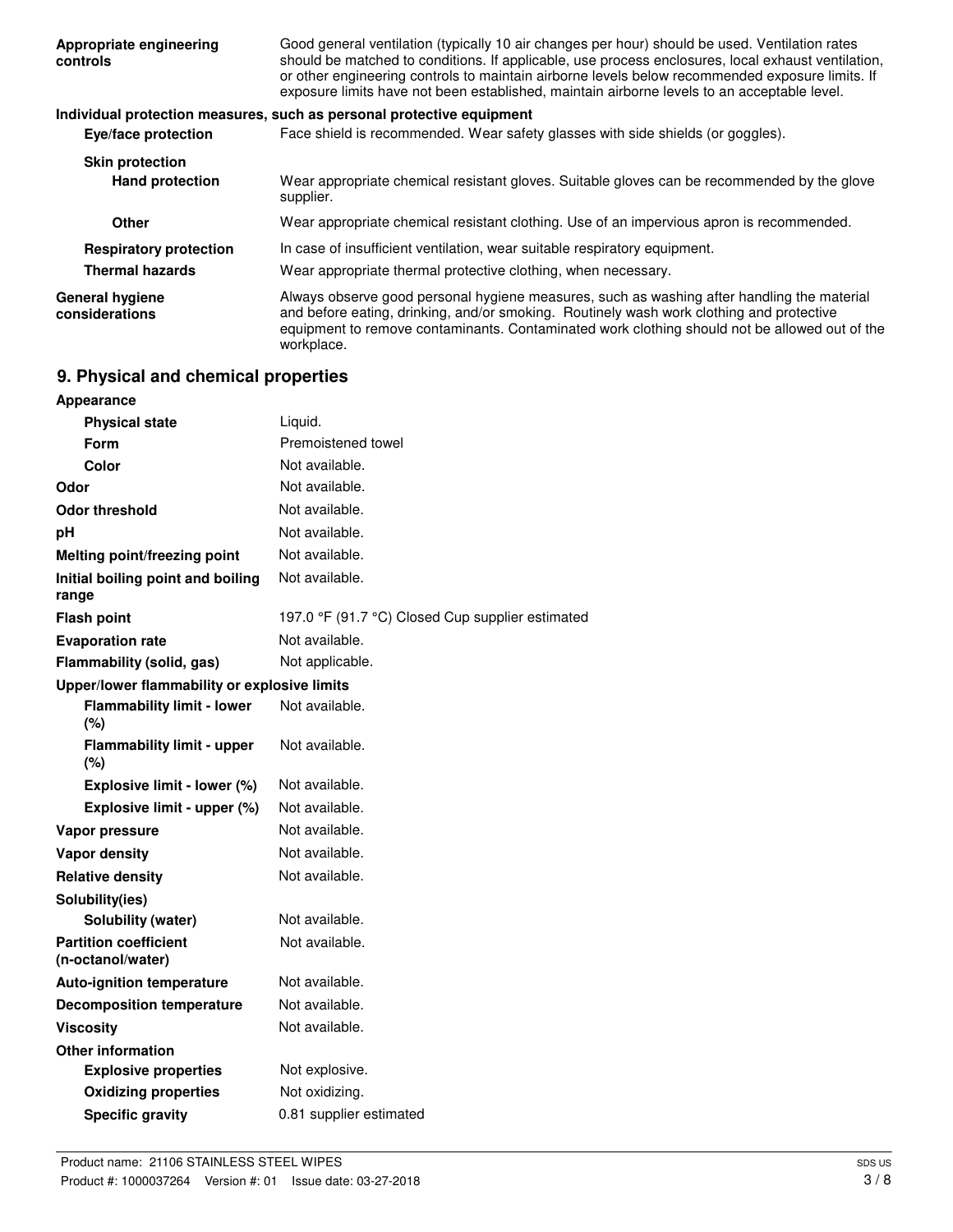| | |
|---|---|
| **Appropriate engineering controls** | Good general ventilation (typically 10 air changes per hour) should be used. Ventilation rates should be matched to conditions. If applicable, use process enclosures, local exhaust ventilation, or other engineering controls to maintain airborne levels below recommended exposure limits. If exposure limits have not been established, maintain airborne levels to an acceptable level. |

**Individual protection measures, such as personal protective equipment**

| | |
|---|---|
| **Eye/face protection** | Face shield is recommended. Wear safety glasses with side shields (or goggles). |
| **Skin protection** | |
| **Hand protection** | Wear appropriate chemical resistant gloves. Suitable gloves can be recommended by the glove supplier. |
| **Other** | Wear appropriate chemical resistant clothing. Use of an impervious apron is recommended. |
| **Respiratory protection** | In case of insufficient ventilation, wear suitable respiratory equipment. |
| **Thermal hazards** | Wear appropriate thermal protective clothing, when necessary. |
| **General hygiene considerations** | Always observe good personal hygiene measures, such as washing after handling the material and before eating, drinking, and/or smoking. Routinely wash work clothing and protective equipment to remove contaminants. Contaminated work clothing should not be allowed out of the workplace. |

## 9. Physical and chemical properties

| | |
|---|---|
| **Appearance** | |
| **Physical state** | Liquid. |
| **Form** | Premoistened towel |
| **Color** | Not available. |
| **Odor** | Not available. |
| **Odor threshold** | Not available. |
| **pH** | Not available. |
| **Melting point/freezing point** | Not available. |
| **Initial boiling point and boiling range** | Not available. |
| **Flash point** | 197.0 °F (91.7 °C) Closed Cup supplier estimated |
| **Evaporation rate** | Not available. |
| **Flammability (solid, gas)** | Not applicable. |
| **Upper/lower flammability or explosive limits** | |
| **Flammability limit - lower (%)** | Not available. |
| **Flammability limit - upper (%)** | Not available. |
| **Explosive limit - lower (%)** | Not available. |
| **Explosive limit - upper (%)** | Not available. |
| **Vapor pressure** | Not available. |
| **Vapor density** | Not available. |
| **Relative density** | Not available. |
| **Solubility(ies)** | |
| **Solubility (water)** | Not available. |
| **Partition coefficient (n-octanol/water)** | Not available. |
| **Auto-ignition temperature** | Not available. |
| **Decomposition temperature** | Not available. |
| **Viscosity** | Not available. |
| **Other information** | |
| **Explosive properties** | Not explosive. |
| **Oxidizing properties** | Not oxidizing. |
| **Specific gravity** | 0.81 supplier estimated |

Product name: 21106 STAINLESS STEEL WIPES
Product #: 1000037264 Version #: 01 Issue date: 03-27-2018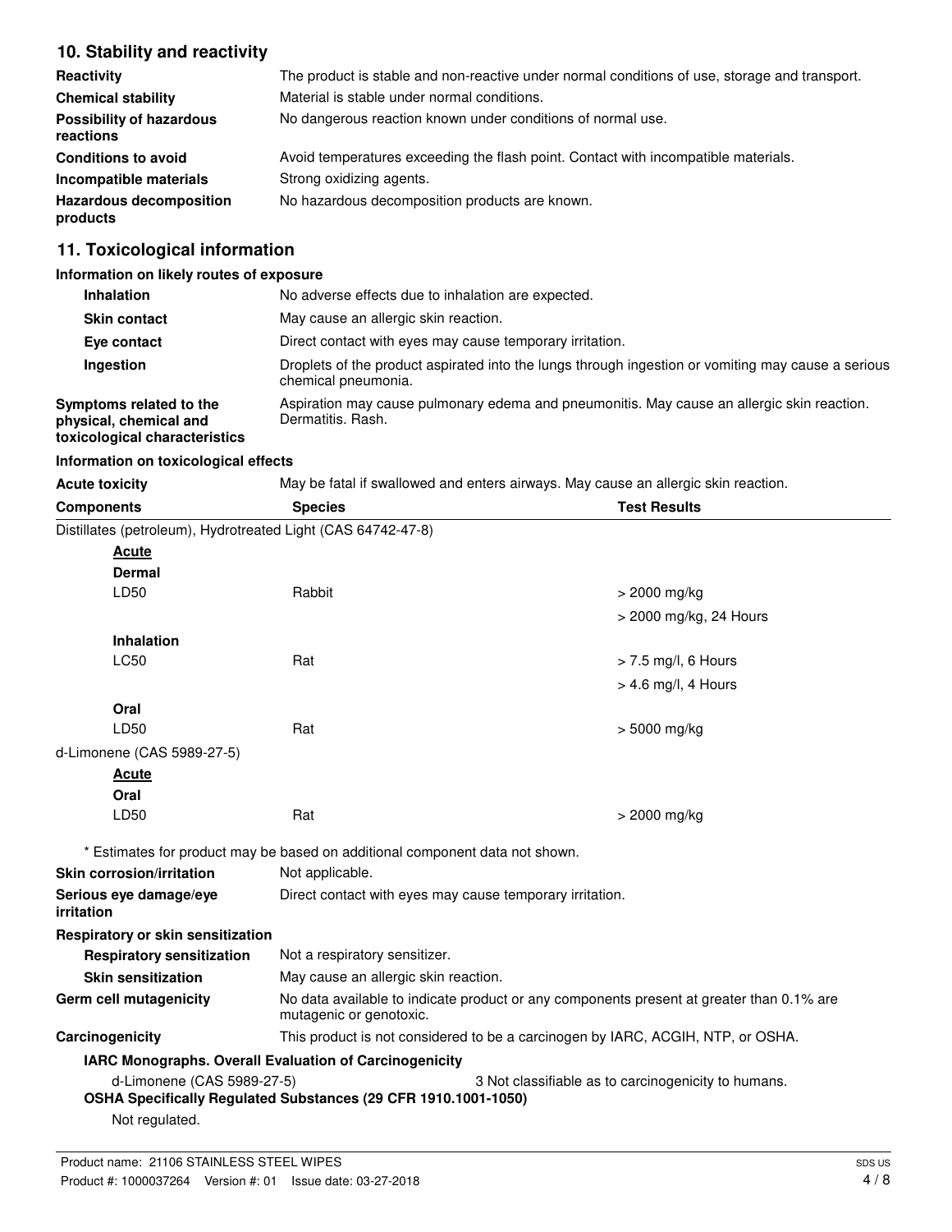## 10. Stability and reactivity

| | |
|---|---|
| **Reactivity** | The product is stable and non-reactive under normal conditions of use, storage and transport. |
| **Chemical stability** | Material is stable under normal conditions. |
| **Possibility of hazardous reactions** | No dangerous reaction known under conditions of normal use. |
| **Conditions to avoid** | Avoid temperatures exceeding the flash point. Contact with incompatible materials. |
| **Incompatible materials** | Strong oxidizing agents. |
| **Hazardous decomposition products** | No hazardous decomposition products are known. |

## 11. Toxicological information

**Information on likely routes of exposure**

| | |
|---|---|
| **Inhalation** | No adverse effects due to inhalation are expected. |
| **Skin contact** | May cause an allergic skin reaction. |
| **Eye contact** | Direct contact with eyes may cause temporary irritation. |
| **Ingestion** | Droplets of the product aspirated into the lungs through ingestion or vomiting may cause a serious chemical pneumonia. |
| **Symptoms related to the physical, chemical and toxicological characteristics** | Aspiration may cause pulmonary edema and pneumonitis. May cause an allergic skin reaction. Dermatitis. Rash. |

**Information on toxicological effects**

**Acute toxicity** May be fatal if swallowed and enters airways. May cause an allergic skin reaction.

| Components | Species | Test Results |
|---|---|---|
| Distillates (petroleum), Hydrotreated Light (CAS 64742-47-8) | | |
| ***Acute*** | | |
| **Dermal** | | |
| LD50 | Rabbit | > 2000 mg/kg |
| | | > 2000 mg/kg, 24 Hours |
| **Inhalation** | | |
| LC50 | Rat | > 7.5 mg/l, 6 Hours |
| | | > 4.6 mg/l, 4 Hours |
| **Oral** | | |
| LD50 | Rat | > 5000 mg/kg |
| d-Limonene (CAS 5989-27-5) | | |
| ***Acute*** | | |
| **Oral** | | |
| LD50 | Rat | > 2000 mg/kg |

\* Estimates for product may be based on additional component data not shown.

| | |
|---|---|
| **Skin corrosion/irritation** | Not applicable. |
| **Serious eye damage/eye irritation** | Direct contact with eyes may cause temporary irritation. |

**Respiratory or skin sensitization**

| | |
|---|---|
| **Respiratory sensitization** | Not a respiratory sensitizer. |
| **Skin sensitization** | May cause an allergic skin reaction. |
| **Germ cell mutagenicity** | No data available to indicate product or any components present at greater than 0.1% are mutagenic or genotoxic. |
| **Carcinogenicity** | This product is not considered to be a carcinogen by IARC, ACGIH, NTP, or OSHA. |

**IARC Monographs. Overall Evaluation of Carcinogenicity**

d-Limonene (CAS 5989-27-5) 3 Not classifiable as to carcinogenicity to humans.

**OSHA Specifically Regulated Substances (29 CFR 1910.1001-1050)**

Not regulated.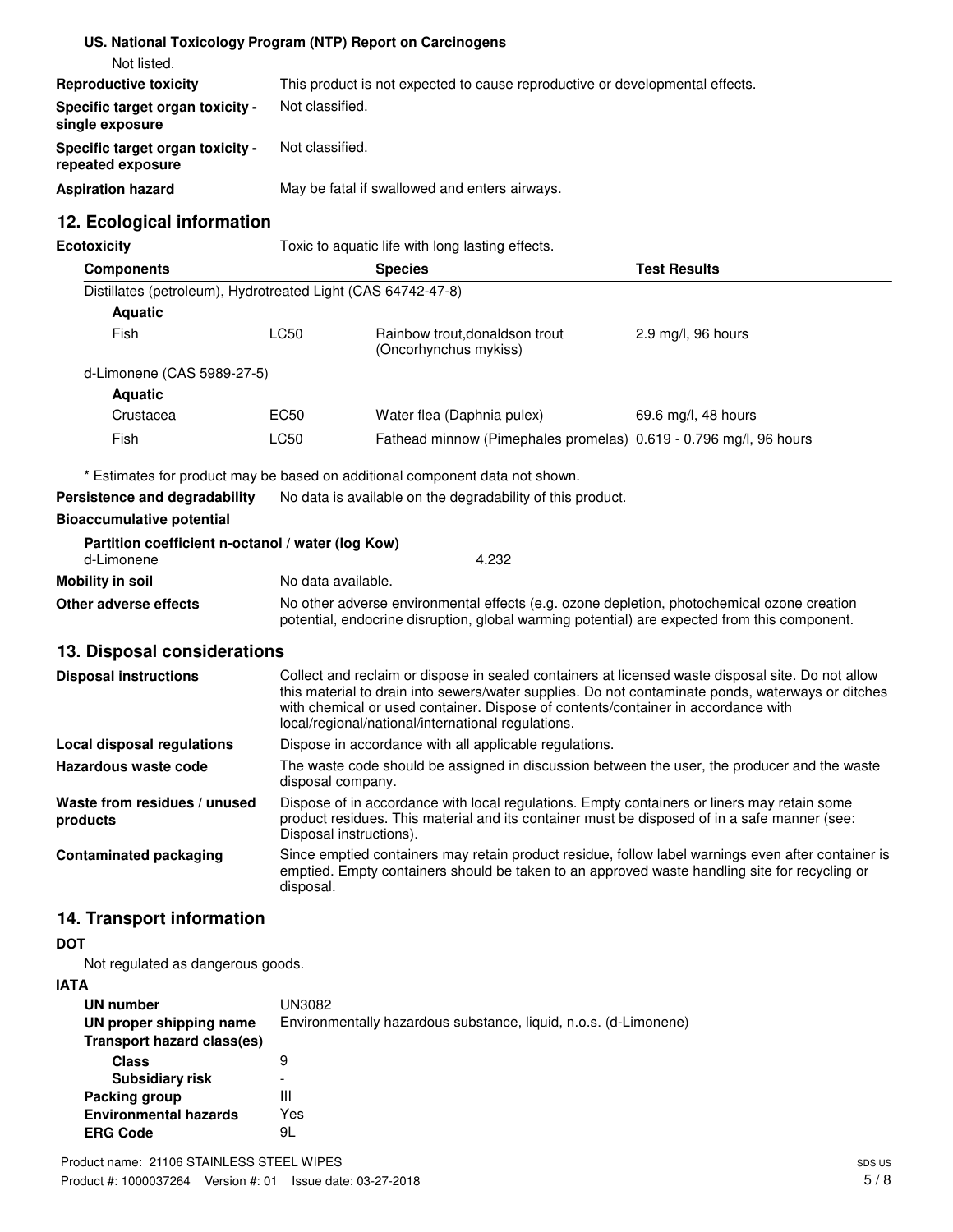**US. National Toxicology Program (NTP) Report on Carcinogens**

Not listed.

**Reproductive toxicity** This product is not expected to cause reproductive or developmental effects.

**Specific target organ toxicity - single exposure** Not classified.

**Specific target organ toxicity - repeated exposure** Not classified.

**Aspiration hazard** May be fatal if swallowed and enters airways.

## 12. Ecological information

**Ecotoxicity** Toxic to aquatic life with long lasting effects.

| Components | | Species | Test Results |
|---|---|---|---|
| Distillates (petroleum), Hydrotreated Light (CAS 64742-47-8) | | | |
| **Aquatic** | | | |
| Fish | LC50 | Rainbow trout,donaldson trout (Oncorhynchus mykiss) | 2.9 mg/l, 96 hours |
| d-Limonene (CAS 5989-27-5) | | | |
| **Aquatic** | | | |
| Crustacea | EC50 | Water flea (Daphnia pulex) | 69.6 mg/l, 48 hours |
| Fish | LC50 | Fathead minnow (Pimephales promelas) | 0.619 - 0.796 mg/l, 96 hours |

\* Estimates for product may be based on additional component data not shown.

**Persistence and degradability** No data is available on the degradability of this product.

**Bioaccumulative potential**

**Partition coefficient n-octanol / water (log Kow)**

d-Limonene 4.232

**Mobility in soil** No data available.

**Other adverse effects** No other adverse environmental effects (e.g. ozone depletion, photochemical ozone creation potential, endocrine disruption, global warming potential) are expected from this component.

## 13. Disposal considerations

**Disposal instructions** Collect and reclaim or dispose in sealed containers at licensed waste disposal site. Do not allow this material to drain into sewers/water supplies. Do not contaminate ponds, waterways or ditches with chemical or used container. Dispose of contents/container in accordance with local/regional/national/international regulations.

**Local disposal regulations** Dispose in accordance with all applicable regulations.

**Hazardous waste code** The waste code should be assigned in discussion between the user, the producer and the waste disposal company.

**Waste from residues / unused products** Dispose of in accordance with local regulations. Empty containers or liners may retain some product residues. This material and its container must be disposed of in a safe manner (see: Disposal instructions).

**Contaminated packaging** Since emptied containers may retain product residue, follow label warnings even after container is emptied. Empty containers should be taken to an approved waste handling site for recycling or disposal.

## 14. Transport information

**DOT**

Not regulated as dangerous goods.

**IATA**

**UN number** UN3082

**UN proper shipping name** Environmentally hazardous substance, liquid, n.o.s. (d-Limonene)

**Transport hazard class(es)**

**Class** 9

**Subsidiary risk** -

**Packing group** III

**Environmental hazards** Yes

**ERG Code** 9L

Product name: 21106 STAINLESS STEEL WIPES

Product #: 1000037264 Version #: 01 Issue date: 03-27-2018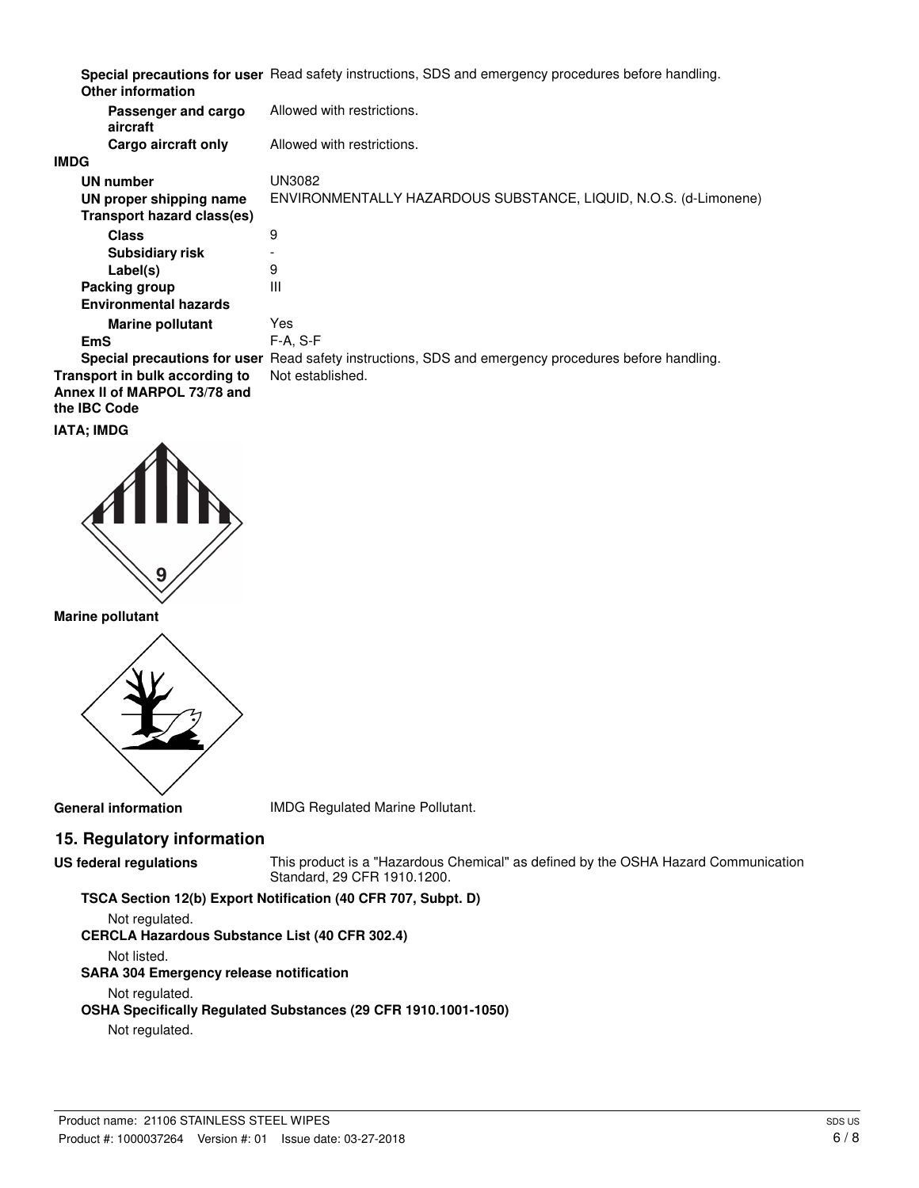| | |
|---|---|
| **Special precautions for user** | Read safety instructions, SDS and emergency procedures before handling. |
| **Other information** | |
| **Passenger and cargo aircraft** | Allowed with restrictions. |
| **Cargo aircraft only** | Allowed with restrictions. |

**IMDG**

| | |
|---|---|
| **UN number** | UN3082 |
| **UN proper shipping name** | ENVIRONMENTALLY HAZARDOUS SUBSTANCE, LIQUID, N.O.S. (d-Limonene) |
| **Transport hazard class(es)** | |
| **Class** | 9 |
| **Subsidiary risk** | - |
| **Label(s)** | 9 |
| **Packing group** | III |
| **Environmental hazards** | |
| **Marine pollutant** | Yes |
| **EmS** | F-A, S-F |
| **Special precautions for user** | Read safety instructions, SDS and emergency procedures before handling. |

**Transport in bulk according to Annex II of MARPOL 73/78 and the IBC Code** Not established.

**IATA; IMDG**

9

**Marine pollutant**

**General information** IMDG Regulated Marine Pollutant.

## 15. Regulatory information

**US federal regulations** This product is a "Hazardous Chemical" as defined by the OSHA Hazard Communication Standard, 29 CFR 1910.1200.

**TSCA Section 12(b) Export Notification (40 CFR 707, Subpt. D)**

Not regulated.

**CERCLA Hazardous Substance List (40 CFR 302.4)**

Not listed.

**SARA 304 Emergency release notification**

Not regulated.

**OSHA Specifically Regulated Substances (29 CFR 1910.1001-1050)**

Not regulated.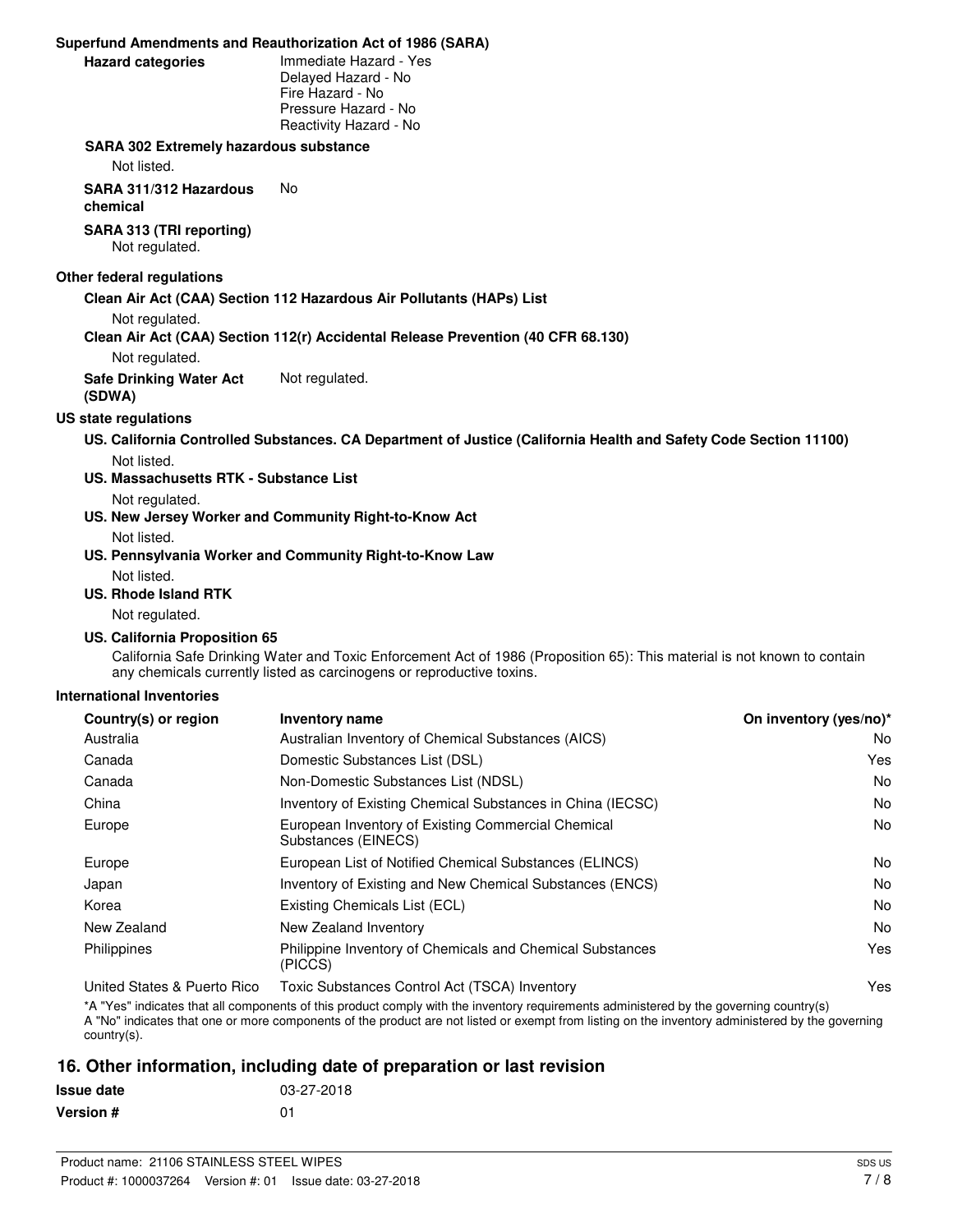**Superfund Amendments and Reauthorization Act of 1986 (SARA)**

**Hazard categories**

Immediate Hazard - Yes
Delayed Hazard - No
Fire Hazard - No
Pressure Hazard - No
Reactivity Hazard - No

**SARA 302 Extremely hazardous substance**

Not listed.

**SARA 311/312 Hazardous chemical** No

**SARA 313 (TRI reporting)**

Not regulated.

**Other federal regulations**

**Clean Air Act (CAA) Section 112 Hazardous Air Pollutants (HAPs) List**

Not regulated.

**Clean Air Act (CAA) Section 112(r) Accidental Release Prevention (40 CFR 68.130)**

Not regulated.

**Safe Drinking Water Act (SDWA)** Not regulated.

**US state regulations**

**US. California Controlled Substances. CA Department of Justice (California Health and Safety Code Section 11100)**

Not listed.

**US. Massachusetts RTK - Substance List**

Not regulated.

**US. New Jersey Worker and Community Right-to-Know Act**

Not listed.

**US. Pennsylvania Worker and Community Right-to-Know Law**

Not listed.

**US. Rhode Island RTK**

Not regulated.

**US. California Proposition 65**

California Safe Drinking Water and Toxic Enforcement Act of 1986 (Proposition 65): This material is not known to contain any chemicals currently listed as carcinogens or reproductive toxins.

**International Inventories**

| Country(s) or region | Inventory name | On inventory (yes/no)* |
|---|---|---|
| Australia | Australian Inventory of Chemical Substances (AICS) | No |
| Canada | Domestic Substances List (DSL) | Yes |
| Canada | Non-Domestic Substances List (NDSL) | No |
| China | Inventory of Existing Chemical Substances in China (IECSC) | No |
| Europe | European Inventory of Existing Commercial Chemical Substances (EINECS) | No |
| Europe | European List of Notified Chemical Substances (ELINCS) | No |
| Japan | Inventory of Existing and New Chemical Substances (ENCS) | No |
| Korea | Existing Chemicals List (ECL) | No |
| New Zealand | New Zealand Inventory | No |
| Philippines | Philippine Inventory of Chemicals and Chemical Substances (PICCS) | Yes |
| United States & Puerto Rico | Toxic Substances Control Act (TSCA) Inventory | Yes |

*A "Yes" indicates that all components of this product comply with the inventory requirements administered by the governing country(s)
A "No" indicates that one or more components of the product are not listed or exempt from listing on the inventory administered by the governing country(s).

## 16. Other information, including date of preparation or last revision

**Issue date** 03-27-2018

**Version #** 01

Product name: 21106 STAINLESS STEEL WIPES
Product #: 1000037264 Version #: 01 Issue date: 03-27-2018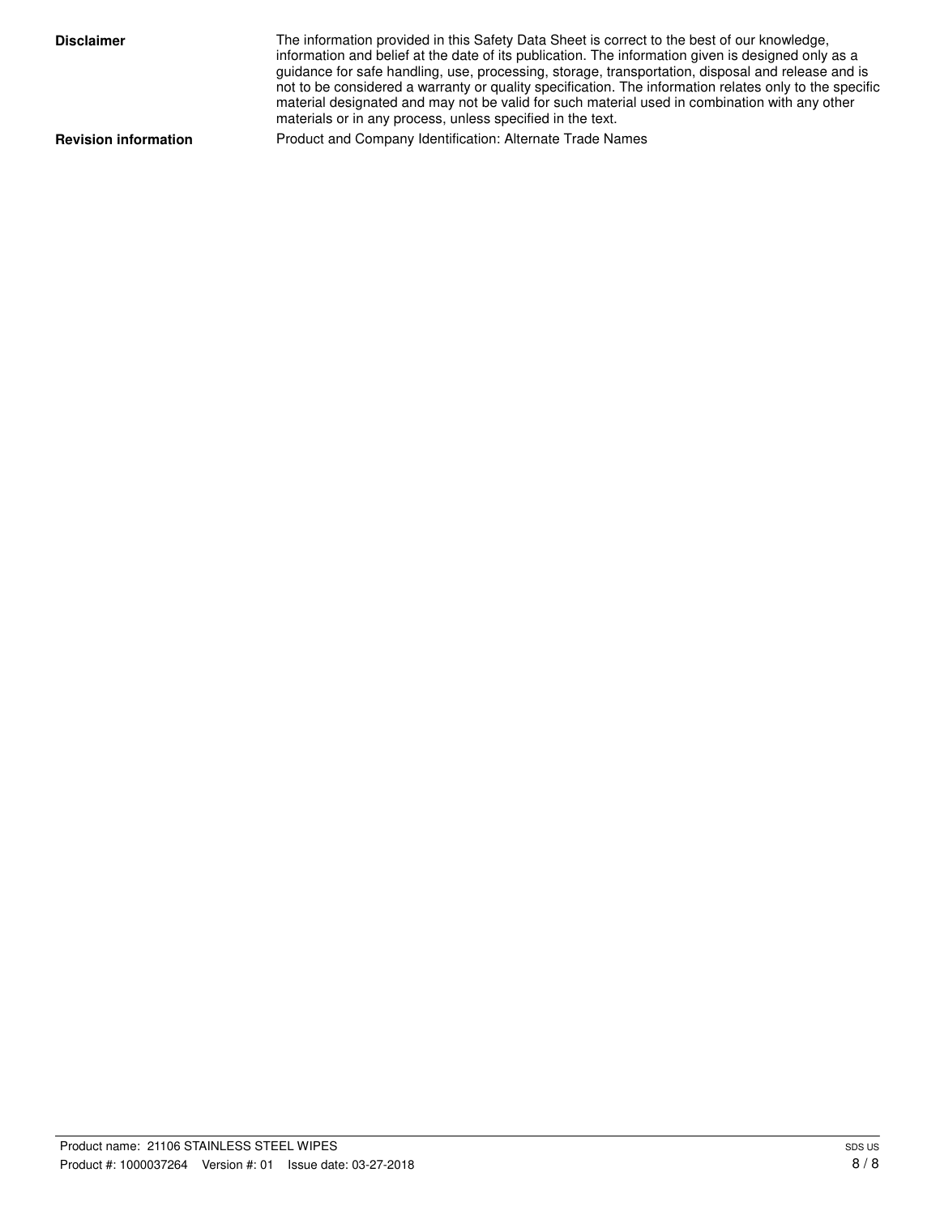**Disclaimer**

The information provided in this Safety Data Sheet is correct to the best of our knowledge, information and belief at the date of its publication. The information given is designed only as a guidance for safe handling, use, processing, storage, transportation, disposal and release and is not to be considered a warranty or quality specification. The information relates only to the specific material designated and may not be valid for such material used in combination with any other materials or in any process, unless specified in the text.

**Revision information**

Product and Company Identification: Alternate Trade Names